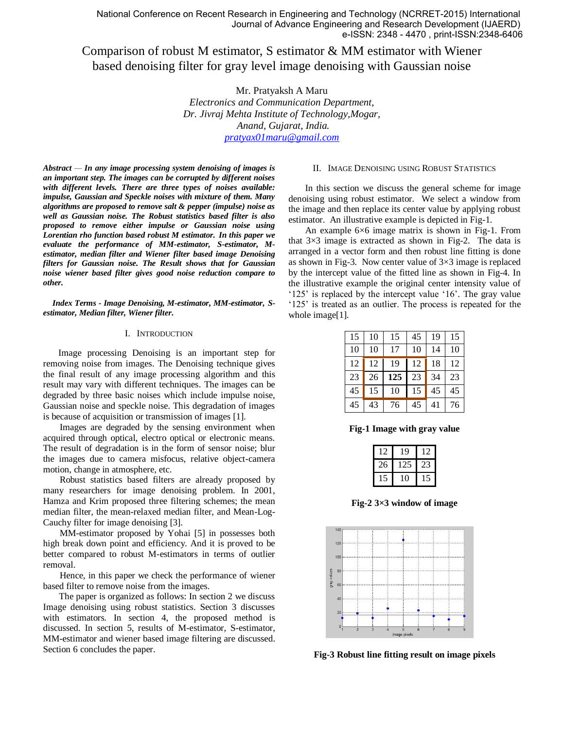# Comparison of robust M estimator, S estimator & MM estimator with Wiener based denoising filter for gray level image denoising with Gaussian noise

Mr. Pratyaksh A Maru
*Electronics and Communication Department,*
*Dr. Jivraj Mehta Institute of Technology,Mogar,*
*Anand, Gujarat, India.*
pratyax01maru@gmail.com

***Abstract* — *In any image processing system denoising of images is an important step. The images can be corrupted by different noises with different levels. There are three types of noises available: impulse, Gaussian and Speckle noises with mixture of them. Many algorithms are proposed to remove salt & pepper (impulse) noise as well as Gaussian noise. The Robust statistics based filter is also proposed to remove either impulse or Gaussian noise using Lorentian rho function based robust M estimator. In this paper we evaluate the performance of MM-estimator, S-estimator, M-estimator, median filter and Wiener filter based image Denoising filters for Gaussian noise. The Result shows that for Gaussian noise wiener based filter gives good noise reduction compare to other.***

***Index Terms* - *Image Denoising, M-estimator, MM-estimator, S-estimator, Median filter, Wiener filter.***

## I. INTRODUCTION

Image processing Denoising is an important step for removing noise from images. The Denoising technique gives the final result of any image processing algorithm and this result may vary with different techniques. The images can be degraded by three basic noises which include impulse noise, Gaussian noise and speckle noise. This degradation of images is because of acquisition or transmission of images [1].

Images are degraded by the sensing environment when acquired through optical, electro optical or electronic means. The result of degradation is in the form of sensor noise; blur the images due to camera misfocus, relative object-camera motion, change in atmosphere, etc.

Robust statistics based filters are already proposed by many researchers for image denoising problem. In 2001, Hamza and Krim proposed three filtering schemes; the mean median filter, the mean-relaxed median filter, and Mean-Log-Cauchy filter for image denoising [3].

MM-estimator proposed by Yohai [5] in possesses both high break down point and efficiency. And it is proved to be better compared to robust M-estimators in terms of outlier removal.

Hence, in this paper we check the performance of wiener based filter to remove noise from the images.

The paper is organized as follows: In section 2 we discuss Image denoising using robust statistics. Section 3 discusses with estimators. In section 4, the proposed method is discussed. In section 5, results of M-estimator, S-estimator, MM-estimator and wiener based image filtering are discussed. Section 6 concludes the paper.

## II. IMAGE DENOISING USING ROBUST STATISTICS

In this section we discuss the general scheme for image denoising using robust estimator. We select a window from the image and then replace its center value by applying robust estimator. An illustrative example is depicted in Fig-1.

An example 6×6 image matrix is shown in Fig-1. From that 3×3 image is extracted as shown in Fig-2. The data is arranged in a vector form and then robust line fitting is done as shown in Fig-3. Now center value of 3×3 image is replaced by the intercept value of the fitted line as shown in Fig-4. In the illustrative example the original center intensity value of '125' is replaced by the intercept value '16'. The gray value '125' is treated as an outlier. The process is repeated for the whole image[1].

| | | | | | |
|---|---|---|---|---|---|
| 15 | 10 | 15 | 45 | 19 | 15 |
| 10 | 10 | 17 | 10 | 14 | 10 |
| 12 | 12 | 19 | 12 | 18 | 12 |
| 23 | 26 | **125** | 23 | 34 | 23 |
| 45 | 15 | 10 | 15 | 45 | 45 |
| 45 | 43 | 76 | 45 | 41 | 76 |

**Fig-1 Image with gray value**

| | | |
|---|---|---|
| 12 | 19 | 12 |
| 26 | 125 | 23 |
| 15 | 10 | 15 |

**Fig-2 3×3 window of image**

**Fig-3 Robust line fitting result on image pixels**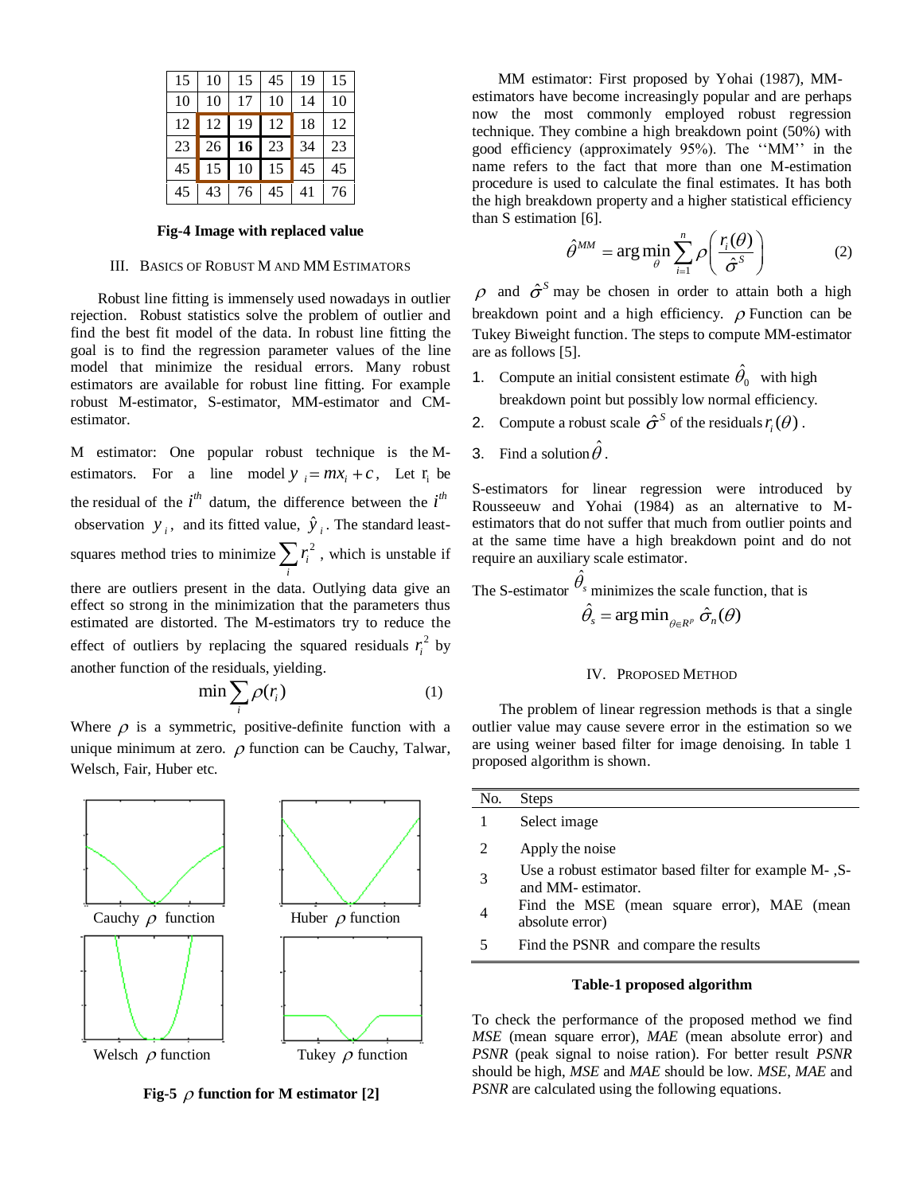| 15 | 10 | 15 | 45 | 19 | 15 |
|---|---|---|---|---|---|
| 10 | 10 | 17 | 10 | 14 | 10 |
| 12 | 12 | 19 | 12 | 18 | 12 |
| 23 | 26 | **16** | 23 | 34 | 23 |
| 45 | 15 | 10 | 15 | 45 | 45 |
| 45 | 43 | 76 | 45 | 41 | 76 |

**Fig-4 Image with replaced value**

## III. Basics of Robust M and MM Estimators

Robust line fitting is immensely used nowadays in outlier rejection. Robust statistics solve the problem of outlier and find the best fit model of the data. In robust line fitting the goal is to find the regression parameter values of the line model that minimize the residual errors. Many robust estimators are available for robust line fitting. For example robust M-estimator, S-estimator, MM-estimator and CM-estimator.

M estimator: One popular robust technique is the M-estimators. For a line model $y_i = mx_i + c$, Let $r_i$ be the residual of the $i^{th}$ datum, the difference between the $i^{th}$ observation $y_i$, and its fitted value, $\hat{y}_i$. The standard least-squares method tries to minimize $\sum_i r_i^2$, which is unstable if there are outliers present in the data. Outlying data give an effect so strong in the minimization that the parameters thus estimated are distorted. The M-estimators try to reduce the effect of outliers by replacing the squared residuals $r_i^2$ by another function of the residuals, yielding.

$$\min \sum_i \rho(r_i) \tag{1}$$

Where $\rho$ is a symmetric, positive-definite function with a unique minimum at zero. $\rho$ function can be Cauchy, Talwar, Welsch, Fair, Huber etc.

Cauchy $\rho$ function

Huber $\rho$ function

Welsch $\rho$ function

Tukey $\rho$ function

**Fig-5 $\rho$ function for M estimator [2]**

MM estimator: First proposed by Yohai (1987), MM-estimators have become increasingly popular and are perhaps now the most commonly employed robust regression technique. They combine a high breakdown point (50%) with good efficiency (approximately 95%). The ''MM'' in the name refers to the fact that more than one M-estimation procedure is used to calculate the final estimates. It has both the high breakdown property and a higher statistical efficiency than S estimation [6].

$$\hat{\theta}^{MM} = \arg\min_{\theta} \sum_{i=1}^{n} \rho\left(\frac{r_i(\theta)}{\hat{\sigma}^S}\right) \tag{2}$$

$\rho$ and $\hat{\sigma}^S$ may be chosen in order to attain both a high breakdown point and a high efficiency. $\rho$ Function can be Tukey Biweight function. The steps to compute MM-estimator are as follows [5].

1. Compute an initial consistent estimate $\hat{\theta}_0$ with high breakdown point but possibly low normal efficiency.
2. Compute a robust scale $\hat{\sigma}^S$ of the residuals $r_i(\theta)$.
3. Find a solution $\hat{\theta}$.

S-estimators for linear regression were introduced by Rousseeuw and Yohai (1984) as an alternative to M-estimators that do not suffer that much from outlier points and at the same time have a high breakdown point and do not require an auxiliary scale estimator.

The S-estimator $\hat{\theta}_s$ minimizes the scale function, that is

$$\hat{\theta}_s = \arg\min_{\theta \in R^p} \hat{\sigma}_n(\theta)$$

## IV. Proposed Method

The problem of linear regression methods is that a single outlier value may cause severe error in the estimation so we are using weiner based filter for image denoising. In table 1 proposed algorithm is shown.

| No. | Steps |
|---|---|
| 1 | Select image |
| 2 | Apply the noise |
| 3 | Use a robust estimator based filter for example M- ,S- and MM- estimator. |
| 4 | Find the MSE (mean square error), MAE (mean absolute error) |
| 5 | Find the PSNR and compare the results |

**Table-1 proposed algorithm**

To check the performance of the proposed method we find *MSE* (mean square error), *MAE* (mean absolute error) and *PSNR* (peak signal to noise ration). For better result *PSNR* should be high, *MSE* and *MAE* should be low. *MSE*, *MAE* and *PSNR* are calculated using the following equations.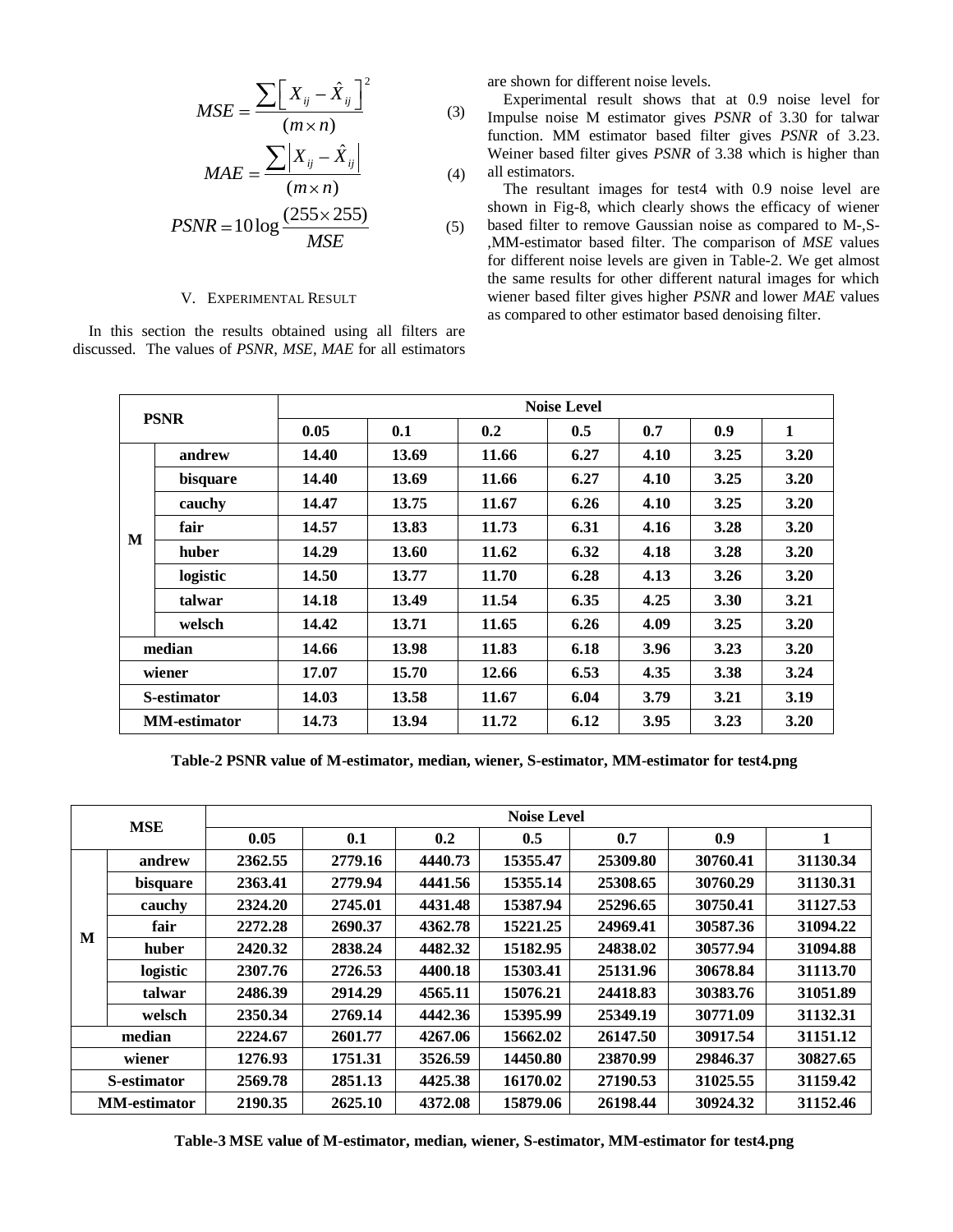$$MSE = \frac{\sum \left[ X_{ij} - \hat{X}_{ij} \right]^2}{(m \times n)} \quad (3)$$

$$MAE = \frac{\sum \left| X_{ij} - \hat{X}_{ij} \right|}{(m \times n)} \quad (4)$$

$$PSNR = 10 \log \frac{(255 \times 255)}{MSE} \quad (5)$$

## V. Experimental Result

In this section the results obtained using all filters are discussed. The values of *PSNR*, *MSE*, *MAE* for all estimators are shown for different noise levels.

Experimental result shows that at 0.9 noise level for Impulse noise M estimator gives *PSNR* of 3.30 for talwar function. MM estimator based filter gives *PSNR* of 3.23. Weiner based filter gives *PSNR* of 3.38 which is higher than all estimators.

The resultant images for test4 with 0.9 noise level are shown in Fig-8, which clearly shows the efficacy of wiener based filter to remove Gaussian noise as compared to M-,S-,MM-estimator based filter. The comparison of *MSE* values for different noise levels are given in Table-2. We get almost the same results for other different natural images for which wiener based filter gives higher *PSNR* and lower *MAE* values as compared to other estimator based denoising filter.

| PSNR | | Noise Level | | | | | | |
|---|---|---|---|---|---|---|---|---|
| | | 0.05 | 0.1 | 0.2 | 0.5 | 0.7 | 0.9 | 1 |
| M | andrew | 14.40 | 13.69 | 11.66 | 6.27 | 4.10 | 3.25 | 3.20 |
| | bisquare | 14.40 | 13.69 | 11.66 | 6.27 | 4.10 | 3.25 | 3.20 |
| | cauchy | 14.47 | 13.75 | 11.67 | 6.26 | 4.10 | 3.25 | 3.20 |
| | fair | 14.57 | 13.83 | 11.73 | 6.31 | 4.16 | 3.28 | 3.20 |
| | huber | 14.29 | 13.60 | 11.62 | 6.32 | 4.18 | 3.28 | 3.20 |
| | logistic | 14.50 | 13.77 | 11.70 | 6.28 | 4.13 | 3.26 | 3.20 |
| | talwar | 14.18 | 13.49 | 11.54 | 6.35 | 4.25 | 3.30 | 3.21 |
| | welsch | 14.42 | 13.71 | 11.65 | 6.26 | 4.09 | 3.25 | 3.20 |
| median | | 14.66 | 13.98 | 11.83 | 6.18 | 3.96 | 3.23 | 3.20 |
| wiener | | 17.07 | 15.70 | 12.66 | 6.53 | 4.35 | 3.38 | 3.24 |
| S-estimator | | 14.03 | 13.58 | 11.67 | 6.04 | 3.79 | 3.21 | 3.19 |
| MM-estimator | | 14.73 | 13.94 | 11.72 | 6.12 | 3.95 | 3.23 | 3.20 |

**Table-2 PSNR value of M-estimator, median, wiener, S-estimator, MM-estimator for test4.png**

| MSE | | Noise Level | | | | | | |
|---|---|---|---|---|---|---|---|---|
| | | 0.05 | 0.1 | 0.2 | 0.5 | 0.7 | 0.9 | 1 |
| M | andrew | 2362.55 | 2779.16 | 4440.73 | 15355.47 | 25309.80 | 30760.41 | 31130.34 |
| | bisquare | 2363.41 | 2779.94 | 4441.56 | 15355.14 | 25308.65 | 30760.29 | 31130.31 |
| | cauchy | 2324.20 | 2745.01 | 4431.48 | 15387.94 | 25296.65 | 30750.41 | 31127.53 |
| | fair | 2272.28 | 2690.37 | 4362.78 | 15221.25 | 24969.41 | 30587.36 | 31094.22 |
| | huber | 2420.32 | 2838.24 | 4482.32 | 15182.95 | 24838.02 | 30577.94 | 31094.88 |
| | logistic | 2307.76 | 2726.53 | 4400.18 | 15303.41 | 25131.96 | 30678.84 | 31113.70 |
| | talwar | 2486.39 | 2914.29 | 4565.11 | 15076.21 | 24418.83 | 30383.76 | 31051.89 |
| | welsch | 2350.34 | 2769.14 | 4442.36 | 15395.99 | 25349.19 | 30771.09 | 31132.31 |
| median | | 2224.67 | 2601.77 | 4267.06 | 15662.02 | 26147.50 | 30917.54 | 31151.12 |
| wiener | | 1276.93 | 1751.31 | 3526.59 | 14450.80 | 23870.99 | 29846.37 | 30827.65 |
| S-estimator | | 2569.78 | 2851.13 | 4425.38 | 16170.02 | 27190.53 | 31025.55 | 31159.42 |
| MM-estimator | | 2190.35 | 2625.10 | 4372.08 | 15879.06 | 26198.44 | 30924.32 | 31152.46 |

**Table-3 MSE value of M-estimator, median, wiener, S-estimator, MM-estimator for test4.png**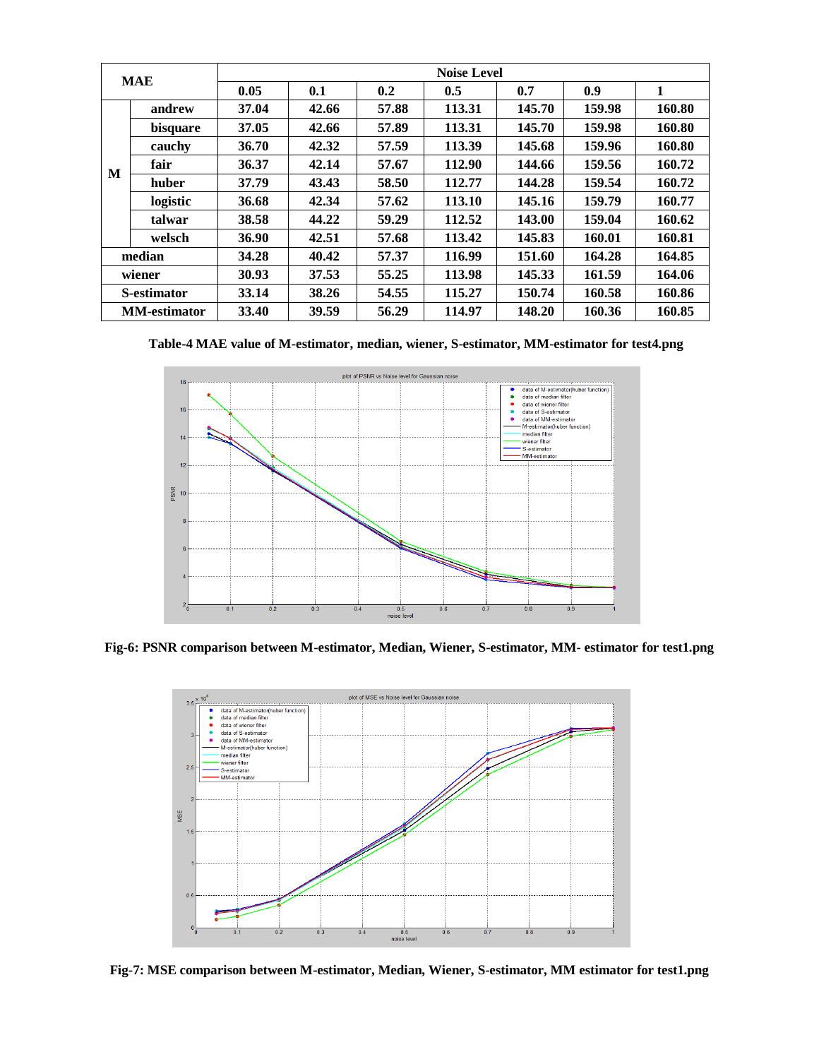| MAE | | Noise Level | | | | | | |
|---|---|---|---|---|---|---|---|---|
| | | 0.05 | 0.1 | 0.2 | 0.5 | 0.7 | 0.9 | 1 |
| M | andrew | 37.04 | 42.66 | 57.88 | 113.31 | 145.70 | 159.98 | 160.80 |
| | bisquare | 37.05 | 42.66 | 57.89 | 113.31 | 145.70 | 159.98 | 160.80 |
| | cauchy | 36.70 | 42.32 | 57.59 | 113.39 | 145.68 | 159.96 | 160.80 |
| | fair | 36.37 | 42.14 | 57.67 | 112.90 | 144.66 | 159.56 | 160.72 |
| | huber | 37.79 | 43.43 | 58.50 | 112.77 | 144.28 | 159.54 | 160.72 |
| | logistic | 36.68 | 42.34 | 57.62 | 113.10 | 145.16 | 159.79 | 160.77 |
| | talwar | 38.58 | 44.22 | 59.29 | 112.52 | 143.00 | 159.04 | 160.62 |
| | welsch | 36.90 | 42.51 | 57.68 | 113.42 | 145.83 | 160.01 | 160.81 |
| median | | 34.28 | 40.42 | 57.37 | 116.99 | 151.60 | 164.28 | 164.85 |
| wiener | | 30.93 | 37.53 | 55.25 | 113.98 | 145.33 | 161.59 | 164.06 |
| S-estimator | | 33.14 | 38.26 | 54.55 | 115.27 | 150.74 | 160.58 | 160.86 |
| MM-estimator | | 33.40 | 39.59 | 56.29 | 114.97 | 148.20 | 160.36 | 160.85 |

**Table-4 MAE value of M-estimator, median, wiener, S-estimator, MM-estimator for test4.png**

**Fig-6: PSNR comparison between M-estimator, Median, Wiener, S-estimator, MM- estimator for test1.png**

**Fig-7: MSE comparison between M-estimator, Median, Wiener, S-estimator, MM estimator for test1.png**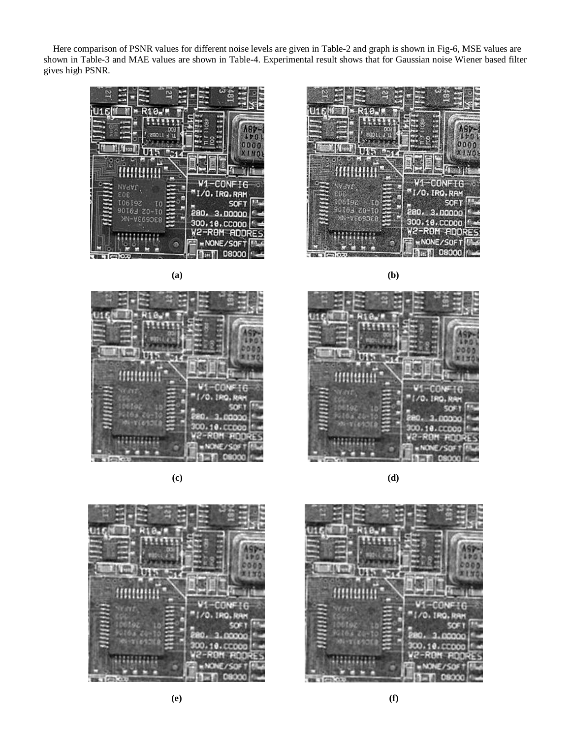Here comparison of PSNR values for different noise levels are given in Table-2 and graph is shown in Fig-6, MSE values are shown in Table-3 and MAE values are shown in Table-4. Experimental result shows that for Gaussian noise Wiener based filter gives high PSNR.

**(a)**

**(b)**

**(c)**

**(d)**

**(e)**

**(f)**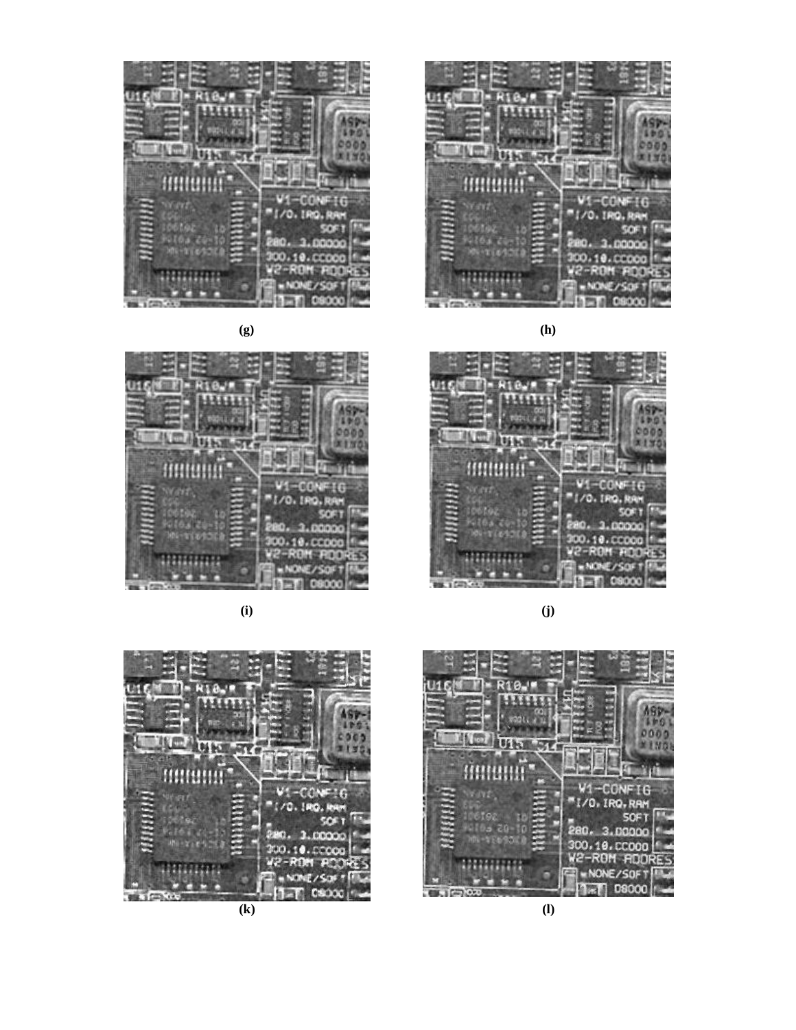(g)

(h)

(i)

(j)

(k)

(l)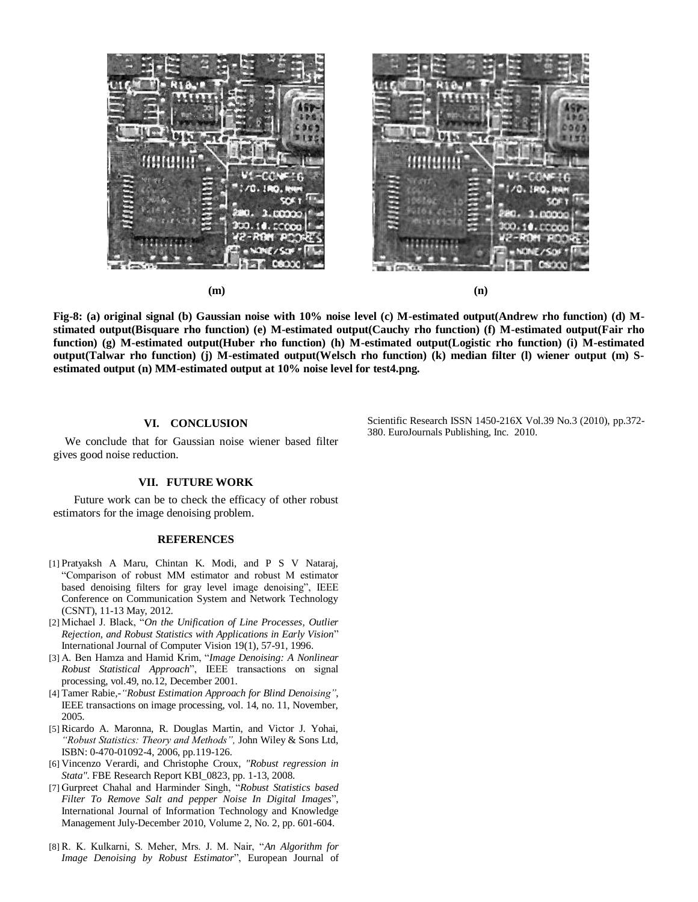(m)

(n)

**Fig-8: (a) original signal (b) Gaussian noise with 10% noise level (c) M-estimated output(Andrew rho function) (d) M-stimated output(Bisquare rho function) (e) M-estimated output(Cauchy rho function) (f) M-estimated output(Fair rho function) (g) M-estimated output(Huber rho function) (h) M-estimated output(Logistic rho function) (i) M-estimated output(Talwar rho function) (j) M-estimated output(Welsch rho function) (k) median filter (l) wiener output (m) S-estimated output (n) MM-estimated output at 10% noise level for test4.png.**

## VI. CONCLUSION

We conclude that for Gaussian noise wiener based filter gives good noise reduction.

## VII. FUTURE WORK

Future work can be to check the efficacy of other robust estimators for the image denoising problem.

## REFERENCES

[1] Pratyaksh A Maru, Chintan K. Modi, and P S V Nataraj, "Comparison of robust MM estimator and robust M estimator based denoising filters for gray level image denoising", IEEE Conference on Communication System and Network Technology (CSNT), 11-13 May, 2012.

[2] Michael J. Black, "*On the Unification of Line Processes, Outlier Rejection, and Robust Statistics with Applications in Early Vision*" International Journal of Computer Vision 19(1), 57-91, 1996.

[3] A. Ben Hamza and Hamid Krim, "*Image Denoising: A Nonlinear Robust Statistical Approach*", IEEE transactions on signal processing, vol.49, no.12, December 2001.

[4] Tamer Rabie,-*"Robust Estimation Approach for Blind Denoising"*, IEEE transactions on image processing, vol. 14, no. 11, November, 2005.

[5] Ricardo A. Maronna, R. Douglas Martin, and Victor J. Yohai, *"Robust Statistics: Theory and Methods",* John Wiley & Sons Ltd, ISBN: 0-470-01092-4, 2006, pp.119-126.

[6] Vincenzo Verardi, and Christophe Croux, *"Robust regression in Stata"*. FBE Research Report KBI_0823, pp. 1-13, 2008.

[7] Gurpreet Chahal and Harminder Singh, "*Robust Statistics based Filter To Remove Salt and pepper Noise In Digital Images*", International Journal of Information Technology and Knowledge Management July-December 2010, Volume 2, No. 2, pp. 601-604.

[8] R. K. Kulkarni, S. Meher, Mrs. J. M. Nair, "*An Algorithm for Image Denoising by Robust Estimator*", European Journal of Scientific Research ISSN 1450-216X Vol.39 No.3 (2010), pp.372-380. EuroJournals Publishing, Inc. 2010.